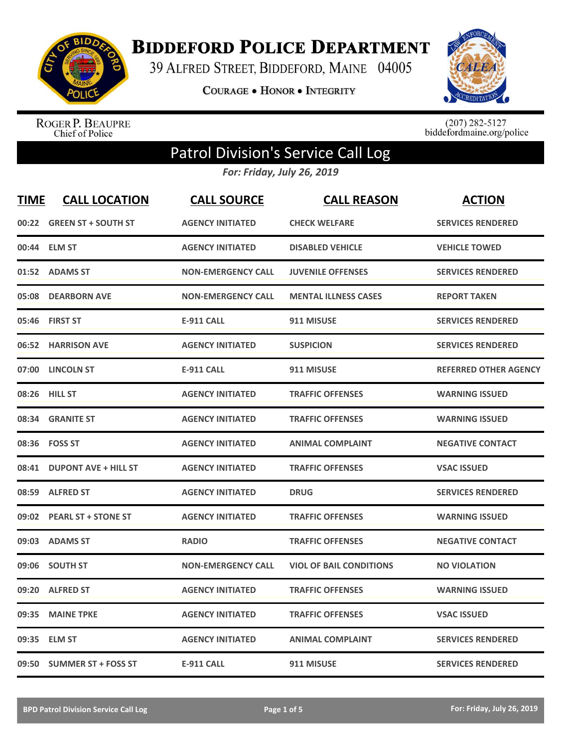# BIDDEFORD POLICE DEPARTMENT

39 ALFRED STREET, BIDDEFORD, MAINE 04005

COURAGE • HONOR • INTEGRITY

ROGER P. BEAUPRE
Chief of Police

(207) 282-5127
biddefordmaine.org/police

## Patrol Division's Service Call Log

*For: Friday, July 26, 2019*

| TIME | CALL LOCATION | CALL SOURCE | CALL REASON | ACTION |
|---|---|---|---|---|
| 00:22 | GREEN ST + SOUTH ST | AGENCY INITIATED | CHECK WELFARE | SERVICES RENDERED |
| 00:44 | ELM ST | AGENCY INITIATED | DISABLED VEHICLE | VEHICLE TOWED |
| 01:52 | ADAMS ST | NON-EMERGENCY CALL | JUVENILE OFFENSES | SERVICES RENDERED |
| 05:08 | DEARBORN AVE | NON-EMERGENCY CALL | MENTAL ILLNESS CASES | REPORT TAKEN |
| 05:46 | FIRST ST | E-911 CALL | 911 MISUSE | SERVICES RENDERED |
| 06:52 | HARRISON AVE | AGENCY INITIATED | SUSPICION | SERVICES RENDERED |
| 07:00 | LINCOLN ST | E-911 CALL | 911 MISUSE | REFERRED OTHER AGENCY |
| 08:26 | HILL ST | AGENCY INITIATED | TRAFFIC OFFENSES | WARNING ISSUED |
| 08:34 | GRANITE ST | AGENCY INITIATED | TRAFFIC OFFENSES | WARNING ISSUED |
| 08:36 | FOSS ST | AGENCY INITIATED | ANIMAL COMPLAINT | NEGATIVE CONTACT |
| 08:41 | DUPONT AVE + HILL ST | AGENCY INITIATED | TRAFFIC OFFENSES | VSAC ISSUED |
| 08:59 | ALFRED ST | AGENCY INITIATED | DRUG | SERVICES RENDERED |
| 09:02 | PEARL ST + STONE ST | AGENCY INITIATED | TRAFFIC OFFENSES | WARNING ISSUED |
| 09:03 | ADAMS ST | RADIO | TRAFFIC OFFENSES | NEGATIVE CONTACT |
| 09:06 | SOUTH ST | NON-EMERGENCY CALL | VIOL OF BAIL CONDITIONS | NO VIOLATION |
| 09:20 | ALFRED ST | AGENCY INITIATED | TRAFFIC OFFENSES | WARNING ISSUED |
| 09:35 | MAINE TPKE | AGENCY INITIATED | TRAFFIC OFFENSES | VSAC ISSUED |
| 09:35 | ELM ST | AGENCY INITIATED | ANIMAL COMPLAINT | SERVICES RENDERED |
| 09:50 | SUMMER ST + FOSS ST | E-911 CALL | 911 MISUSE | SERVICES RENDERED |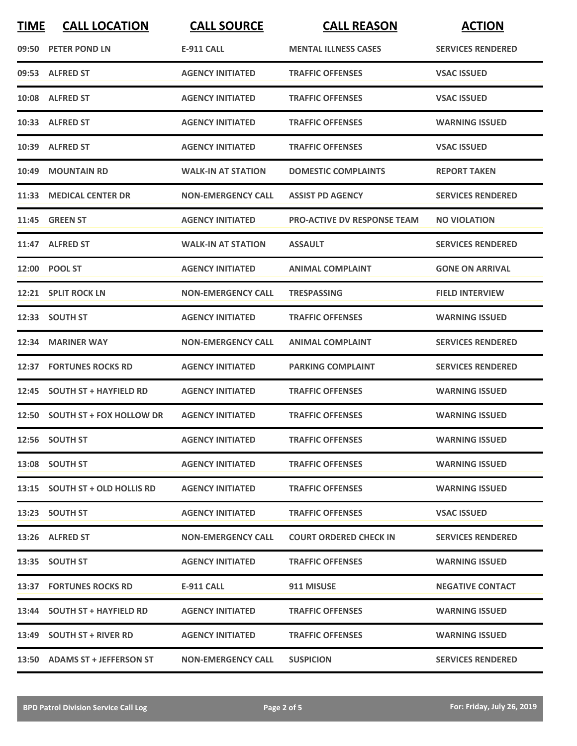| TIME | CALL LOCATION | CALL SOURCE | CALL REASON | ACTION |
|---|---|---|---|---|
| 09:50 | PETER POND LN | E-911 CALL | MENTAL ILLNESS CASES | SERVICES RENDERED |
| 09:53 | ALFRED ST | AGENCY INITIATED | TRAFFIC OFFENSES | VSAC ISSUED |
| 10:08 | ALFRED ST | AGENCY INITIATED | TRAFFIC OFFENSES | VSAC ISSUED |
| 10:33 | ALFRED ST | AGENCY INITIATED | TRAFFIC OFFENSES | WARNING ISSUED |
| 10:39 | ALFRED ST | AGENCY INITIATED | TRAFFIC OFFENSES | VSAC ISSUED |
| 10:49 | MOUNTAIN RD | WALK-IN AT STATION | DOMESTIC COMPLAINTS | REPORT TAKEN |
| 11:33 | MEDICAL CENTER DR | NON-EMERGENCY CALL | ASSIST PD AGENCY | SERVICES RENDERED |
| 11:45 | GREEN ST | AGENCY INITIATED | PRO-ACTIVE DV RESPONSE TEAM | NO VIOLATION |
| 11:47 | ALFRED ST | WALK-IN AT STATION | ASSAULT | SERVICES RENDERED |
| 12:00 | POOL ST | AGENCY INITIATED | ANIMAL COMPLAINT | GONE ON ARRIVAL |
| 12:21 | SPLIT ROCK LN | NON-EMERGENCY CALL | TRESPASSING | FIELD INTERVIEW |
| 12:33 | SOUTH ST | AGENCY INITIATED | TRAFFIC OFFENSES | WARNING ISSUED |
| 12:34 | MARINER WAY | NON-EMERGENCY CALL | ANIMAL COMPLAINT | SERVICES RENDERED |
| 12:37 | FORTUNES ROCKS RD | AGENCY INITIATED | PARKING COMPLAINT | SERVICES RENDERED |
| 12:45 | SOUTH ST + HAYFIELD RD | AGENCY INITIATED | TRAFFIC OFFENSES | WARNING ISSUED |
| 12:50 | SOUTH ST + FOX HOLLOW DR | AGENCY INITIATED | TRAFFIC OFFENSES | WARNING ISSUED |
| 12:56 | SOUTH ST | AGENCY INITIATED | TRAFFIC OFFENSES | WARNING ISSUED |
| 13:08 | SOUTH ST | AGENCY INITIATED | TRAFFIC OFFENSES | WARNING ISSUED |
| 13:15 | SOUTH ST + OLD HOLLIS RD | AGENCY INITIATED | TRAFFIC OFFENSES | WARNING ISSUED |
| 13:23 | SOUTH ST | AGENCY INITIATED | TRAFFIC OFFENSES | VSAC ISSUED |
| 13:26 | ALFRED ST | NON-EMERGENCY CALL | COURT ORDERED CHECK IN | SERVICES RENDERED |
| 13:35 | SOUTH ST | AGENCY INITIATED | TRAFFIC OFFENSES | WARNING ISSUED |
| 13:37 | FORTUNES ROCKS RD | E-911 CALL | 911 MISUSE | NEGATIVE CONTACT |
| 13:44 | SOUTH ST + HAYFIELD RD | AGENCY INITIATED | TRAFFIC OFFENSES | WARNING ISSUED |
| 13:49 | SOUTH ST + RIVER RD | AGENCY INITIATED | TRAFFIC OFFENSES | WARNING ISSUED |
| 13:50 | ADAMS ST + JEFFERSON ST | NON-EMERGENCY CALL | SUSPICION | SERVICES RENDERED |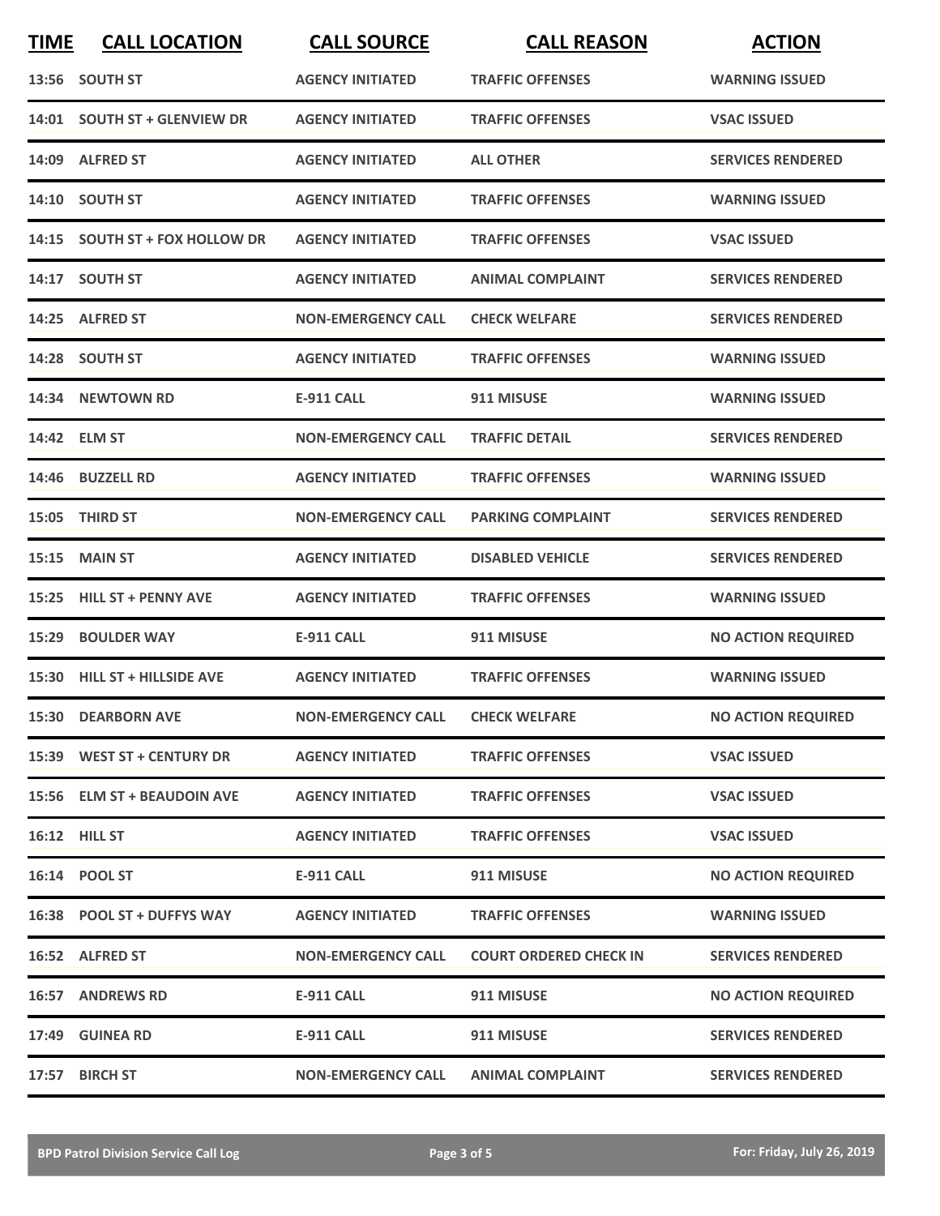| TIME | CALL LOCATION | CALL SOURCE | CALL REASON | ACTION |
|---|---|---|---|---|
| 13:56 | SOUTH ST | AGENCY INITIATED | TRAFFIC OFFENSES | WARNING ISSUED |
| 14:01 | SOUTH ST + GLENVIEW DR | AGENCY INITIATED | TRAFFIC OFFENSES | VSAC ISSUED |
| 14:09 | ALFRED ST | AGENCY INITIATED | ALL OTHER | SERVICES RENDERED |
| 14:10 | SOUTH ST | AGENCY INITIATED | TRAFFIC OFFENSES | WARNING ISSUED |
| 14:15 | SOUTH ST + FOX HOLLOW DR | AGENCY INITIATED | TRAFFIC OFFENSES | VSAC ISSUED |
| 14:17 | SOUTH ST | AGENCY INITIATED | ANIMAL COMPLAINT | SERVICES RENDERED |
| 14:25 | ALFRED ST | NON-EMERGENCY CALL | CHECK WELFARE | SERVICES RENDERED |
| 14:28 | SOUTH ST | AGENCY INITIATED | TRAFFIC OFFENSES | WARNING ISSUED |
| 14:34 | NEWTOWN RD | E-911 CALL | 911 MISUSE | WARNING ISSUED |
| 14:42 | ELM ST | NON-EMERGENCY CALL | TRAFFIC DETAIL | SERVICES RENDERED |
| 14:46 | BUZZELL RD | AGENCY INITIATED | TRAFFIC OFFENSES | WARNING ISSUED |
| 15:05 | THIRD ST | NON-EMERGENCY CALL | PARKING COMPLAINT | SERVICES RENDERED |
| 15:15 | MAIN ST | AGENCY INITIATED | DISABLED VEHICLE | SERVICES RENDERED |
| 15:25 | HILL ST + PENNY AVE | AGENCY INITIATED | TRAFFIC OFFENSES | WARNING ISSUED |
| 15:29 | BOULDER WAY | E-911 CALL | 911 MISUSE | NO ACTION REQUIRED |
| 15:30 | HILL ST + HILLSIDE AVE | AGENCY INITIATED | TRAFFIC OFFENSES | WARNING ISSUED |
| 15:30 | DEARBORN AVE | NON-EMERGENCY CALL | CHECK WELFARE | NO ACTION REQUIRED |
| 15:39 | WEST ST + CENTURY DR | AGENCY INITIATED | TRAFFIC OFFENSES | VSAC ISSUED |
| 15:56 | ELM ST + BEAUDOIN AVE | AGENCY INITIATED | TRAFFIC OFFENSES | VSAC ISSUED |
| 16:12 | HILL ST | AGENCY INITIATED | TRAFFIC OFFENSES | VSAC ISSUED |
| 16:14 | POOL ST | E-911 CALL | 911 MISUSE | NO ACTION REQUIRED |
| 16:38 | POOL ST + DUFFYS WAY | AGENCY INITIATED | TRAFFIC OFFENSES | WARNING ISSUED |
| 16:52 | ALFRED ST | NON-EMERGENCY CALL | COURT ORDERED CHECK IN | SERVICES RENDERED |
| 16:57 | ANDREWS RD | E-911 CALL | 911 MISUSE | NO ACTION REQUIRED |
| 17:49 | GUINEA RD | E-911 CALL | 911 MISUSE | SERVICES RENDERED |
| 17:57 | BIRCH ST | NON-EMERGENCY CALL | ANIMAL COMPLAINT | SERVICES RENDERED |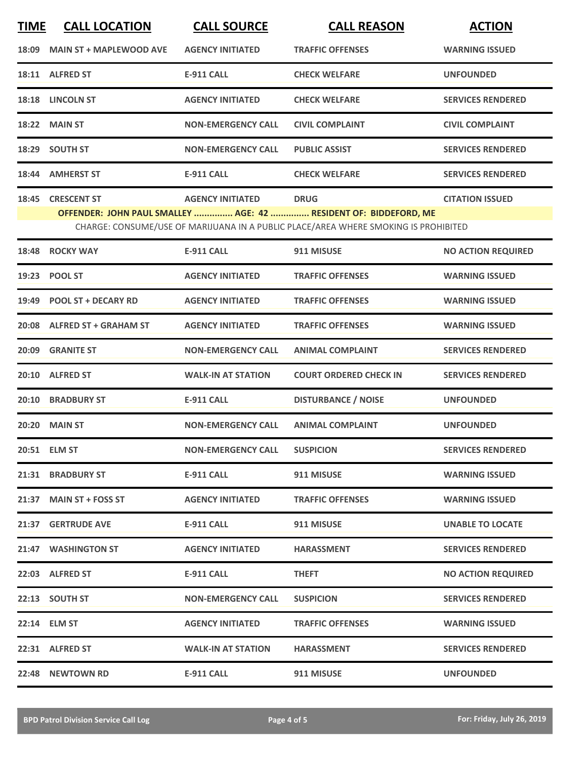| TIME | CALL LOCATION | CALL SOURCE | CALL REASON | ACTION |
|---|---|---|---|---|
| 18:09 | MAIN ST + MAPLEWOOD AVE | AGENCY INITIATED | TRAFFIC OFFENSES | WARNING ISSUED |
| 18:11 | ALFRED ST | E-911 CALL | CHECK WELFARE | UNFOUNDED |
| 18:18 | LINCOLN ST | AGENCY INITIATED | CHECK WELFARE | SERVICES RENDERED |
| 18:22 | MAIN ST | NON-EMERGENCY CALL | CIVIL COMPLAINT | CIVIL COMPLAINT |
| 18:29 | SOUTH ST | NON-EMERGENCY CALL | PUBLIC ASSIST | SERVICES RENDERED |
| 18:44 | AMHERST ST | E-911 CALL | CHECK WELFARE | SERVICES RENDERED |
| 18:45 | CRESCENT ST | AGENCY INITIATED | DRUG | CITATION ISSUED |
| | OFFENDER: JOHN PAUL SMALLEY ............... AGE: 42 ............... RESIDENT OF: BIDDEFORD, ME | | | |
| | CHARGE: CONSUME/USE OF MARIJUANA IN A PUBLIC PLACE/AREA WHERE SMOKING IS PROHIBITED | | | |
| 18:48 | ROCKY WAY | E-911 CALL | 911 MISUSE | NO ACTION REQUIRED |
| 19:23 | POOL ST | AGENCY INITIATED | TRAFFIC OFFENSES | WARNING ISSUED |
| 19:49 | POOL ST + DECARY RD | AGENCY INITIATED | TRAFFIC OFFENSES | WARNING ISSUED |
| 20:08 | ALFRED ST + GRAHAM ST | AGENCY INITIATED | TRAFFIC OFFENSES | WARNING ISSUED |
| 20:09 | GRANITE ST | NON-EMERGENCY CALL | ANIMAL COMPLAINT | SERVICES RENDERED |
| 20:10 | ALFRED ST | WALK-IN AT STATION | COURT ORDERED CHECK IN | SERVICES RENDERED |
| 20:10 | BRADBURY ST | E-911 CALL | DISTURBANCE / NOISE | UNFOUNDED |
| 20:20 | MAIN ST | NON-EMERGENCY CALL | ANIMAL COMPLAINT | UNFOUNDED |
| 20:51 | ELM ST | NON-EMERGENCY CALL | SUSPICION | SERVICES RENDERED |
| 21:31 | BRADBURY ST | E-911 CALL | 911 MISUSE | WARNING ISSUED |
| 21:37 | MAIN ST + FOSS ST | AGENCY INITIATED | TRAFFIC OFFENSES | WARNING ISSUED |
| 21:37 | GERTRUDE AVE | E-911 CALL | 911 MISUSE | UNABLE TO LOCATE |
| 21:47 | WASHINGTON ST | AGENCY INITIATED | HARASSMENT | SERVICES RENDERED |
| 22:03 | ALFRED ST | E-911 CALL | THEFT | NO ACTION REQUIRED |
| 22:13 | SOUTH ST | NON-EMERGENCY CALL | SUSPICION | SERVICES RENDERED |
| 22:14 | ELM ST | AGENCY INITIATED | TRAFFIC OFFENSES | WARNING ISSUED |
| 22:31 | ALFRED ST | WALK-IN AT STATION | HARASSMENT | SERVICES RENDERED |
| 22:48 | NEWTOWN RD | E-911 CALL | 911 MISUSE | UNFOUNDED |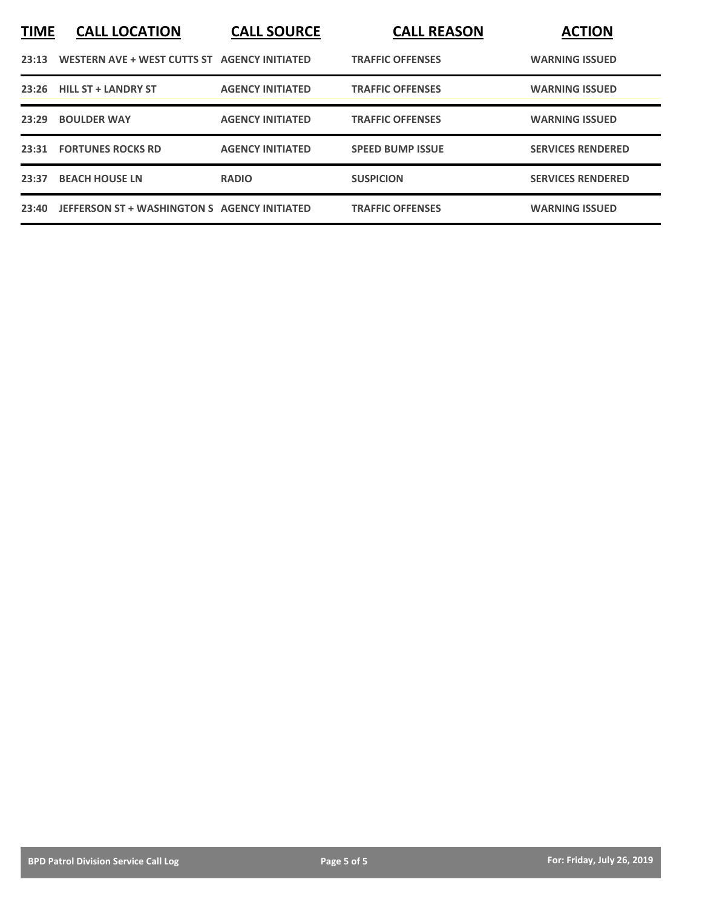| TIME | CALL LOCATION | CALL SOURCE | CALL REASON | ACTION |
|---|---|---|---|---|
| 23:13 | WESTERN AVE + WEST CUTTS ST | AGENCY INITIATED | TRAFFIC OFFENSES | WARNING ISSUED |
| 23:26 | HILL ST + LANDRY ST | AGENCY INITIATED | TRAFFIC OFFENSES | WARNING ISSUED |
| 23:29 | BOULDER WAY | AGENCY INITIATED | TRAFFIC OFFENSES | WARNING ISSUED |
| 23:31 | FORTUNES ROCKS RD | AGENCY INITIATED | SPEED BUMP ISSUE | SERVICES RENDERED |
| 23:37 | BEACH HOUSE LN | RADIO | SUSPICION | SERVICES RENDERED |
| 23:40 | JEFFERSON ST + WASHINGTON S | AGENCY INITIATED | TRAFFIC OFFENSES | WARNING ISSUED |